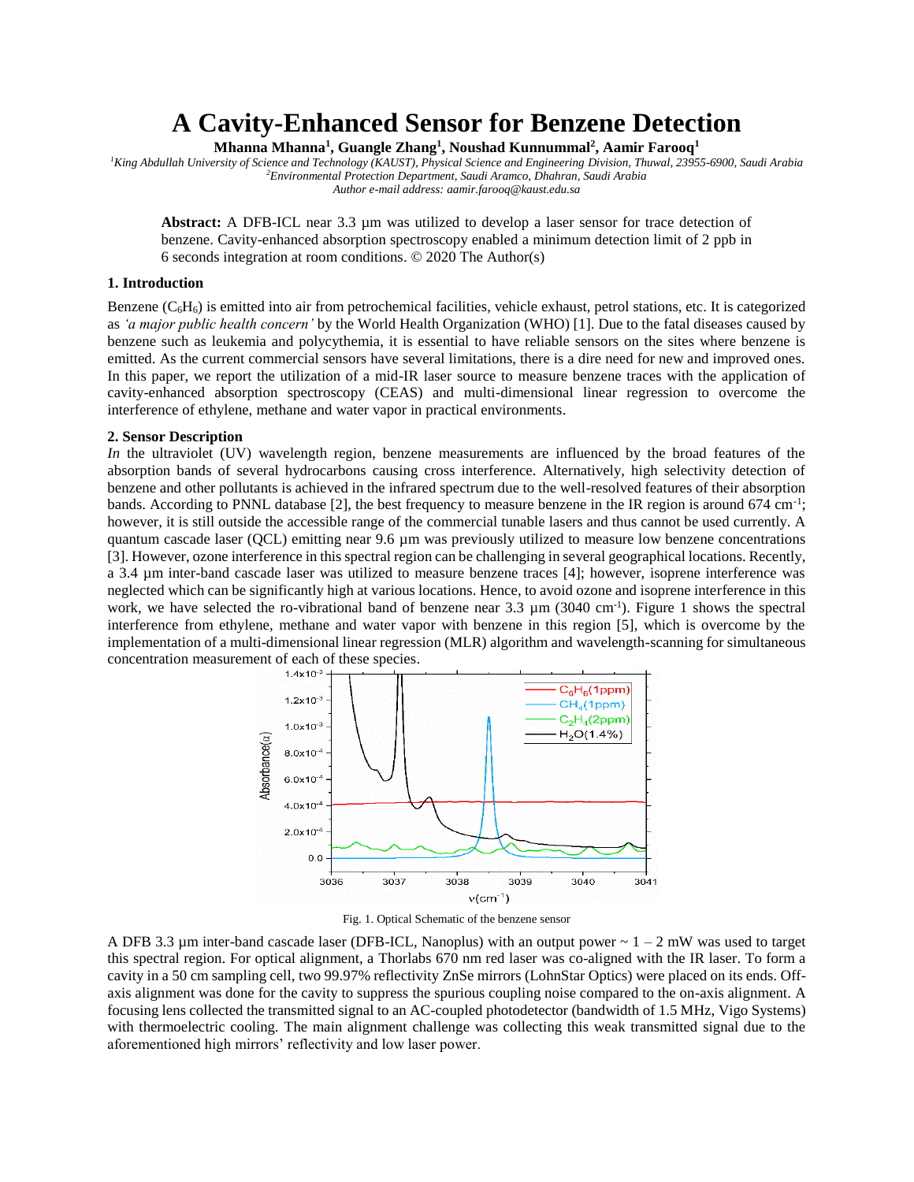# A Cavity-Enhanced Sensor for Benzene Detection

**Mhanna Mhanna[1], Guangle Zhang[1], Noushad Kunnummal[2], Aamir Farooq[1]**

[1]*King Abdullah University of Science and Technology (KAUST), Physical Science and Engineering Division, Thuwal, 23955-6900, Saudi Arabia*
[2]*Environmental Protection Department, Saudi Aramco, Dhahran, Saudi Arabia*
*Author e-mail address: aamir.farooq@kaust.edu.sa*

**Abstract:** A DFB-ICL near 3.3 µm was utilized to develop a laser sensor for trace detection of benzene. Cavity-enhanced absorption spectroscopy enabled a minimum detection limit of 2 ppb in 6 seconds integration at room conditions. © 2020 The Author(s)

## 1. Introduction

Benzene ($C_6H_6$) is emitted into air from petrochemical facilities, vehicle exhaust, petrol stations, etc. It is categorized as *'a major public health concern'* by the World Health Organization (WHO) [1]. Due to the fatal diseases caused by benzene such as leukemia and polycythemia, it is essential to have reliable sensors on the sites where benzene is emitted. As the current commercial sensors have several limitations, there is a dire need for new and improved ones. In this paper, we report the utilization of a mid-IR laser source to measure benzene traces with the application of cavity-enhanced absorption spectroscopy (CEAS) and multi-dimensional linear regression to overcome the interference of ethylene, methane and water vapor in practical environments.

## 2. Sensor Description

*In* the ultraviolet (UV) wavelength region, benzene measurements are influenced by the broad features of the absorption bands of several hydrocarbons causing cross interference. Alternatively, high selectivity detection of benzene and other pollutants is achieved in the infrared spectrum due to the well-resolved features of their absorption bands. According to PNNL database [2], the best frequency to measure benzene in the IR region is around 674 cm$^{-1}$; however, it is still outside the accessible range of the commercial tunable lasers and thus cannot be used currently. A quantum cascade laser (QCL) emitting near 9.6 µm was previously utilized to measure low benzene concentrations [3]. However, ozone interference in this spectral region can be challenging in several geographical locations. Recently, a 3.4 µm inter-band cascade laser was utilized to measure benzene traces [4]; however, isoprene interference was neglected which can be significantly high at various locations. Hence, to avoid ozone and isoprene interference in this work, we have selected the ro-vibrational band of benzene near 3.3 µm (3040 cm$^{-1}$). Figure 1 shows the spectral interference from ethylene, methane and water vapor with benzene in this region [5], which is overcome by the implementation of a multi-dimensional linear regression (MLR) algorithm and wavelength-scanning for simultaneous concentration measurement of each of these species.

Fig. 1. Optical Schematic of the benzene sensor

A DFB 3.3 µm inter-band cascade laser (DFB-ICL, Nanoplus) with an output power ~ 1 – 2 mW was used to target this spectral region. For optical alignment, a Thorlabs 670 nm red laser was co-aligned with the IR laser. To form a cavity in a 50 cm sampling cell, two 99.97% reflectivity ZnSe mirrors (LohnStar Optics) were placed on its ends. Off-axis alignment was done for the cavity to suppress the spurious coupling noise compared to the on-axis alignment. A focusing lens collected the transmitted signal to an AC-coupled photodetector (bandwidth of 1.5 MHz, Vigo Systems) with thermoelectric cooling. The main alignment challenge was collecting this weak transmitted signal due to the aforementioned high mirrors' reflectivity and low laser power.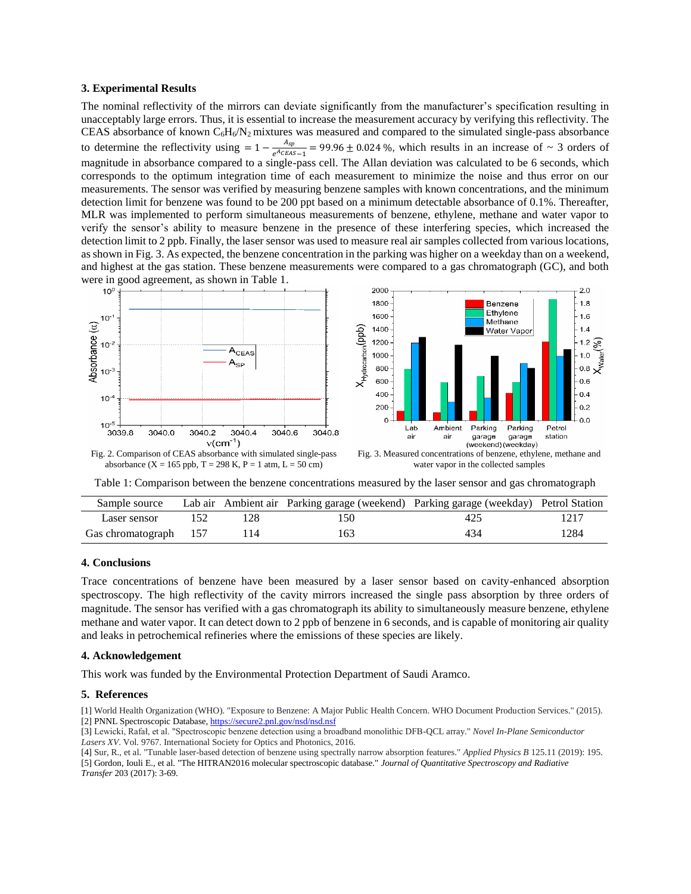## 3. Experimental Results

The nominal reflectivity of the mirrors can deviate significantly from the manufacturer's specification resulting in unacceptably large errors. Thus, it is essential to increase the measurement accuracy by verifying this reflectivity. The CEAS absorbance of known $C_6H_6/N_2$ mixtures was measured and compared to the simulated single-pass absorbance to determine the reflectivity using $= 1 - \frac{A_{sp}}{e^{A_{CEAS}-1}} = 99.96 \pm 0.024$ %, which results in an increase of ~ 3 orders of magnitude in absorbance compared to a single-pass cell. The Allan deviation was calculated to be 6 seconds, which corresponds to the optimum integration time of each measurement to minimize the noise and thus error on our measurements. The sensor was verified by measuring benzene samples with known concentrations, and the minimum detection limit for benzene was found to be 200 ppt based on a minimum detectable absorbance of 0.1%. Thereafter, MLR was implemented to perform simultaneous measurements of benzene, ethylene, methane and water vapor to verify the sensor's ability to measure benzene in the presence of these interfering species, which increased the detection limit to 2 ppb. Finally, the laser sensor was used to measure real air samples collected from various locations, as shown in Fig. 3. As expected, the benzene concentration in the parking was higher on a weekday than on a weekend, and highest at the gas station. These benzene measurements were compared to a gas chromatograph (GC), and both were in good agreement, as shown in Table 1.

Absorbance ($\alpha$)
$10^0$
$10^{-1}$
$10^{-2}$
$10^{-3}$
$10^{-4}$
$10^{-5}$
$A_{CEAS}$
$A_{SP}$
3039.8 3040.0 3040.2 3040.4 3040.6 3040.8
$\nu$(cm$^{-1}$)

Fig. 2. Comparison of CEAS absorbance with simulated single-pass absorbance (X = 165 ppb, T = 298 K, P = 1 atm, L = 50 cm)

$X_{Hydrocarbon}$(ppb)
0 200 400 600 800 1000 1200 1400 1600 1800 2000
$X_{Water}$(%)
0.0 0.2 0.4 0.6 0.8 1.0 1.2 1.4 1.6 1.8 2.0
Benzene
Ethylene
Methane
Water Vapor
Lab air
Ambient air
Parking garage (weekend)
Parking garage (weekday)
Petrol station

Fig. 3. Measured concentrations of benzene, ethylene, methane and water vapor in the collected samples

Table 1: Comparison between the benzene concentrations measured by the laser sensor and gas chromatograph

| Sample source | Lab air | Ambient air | Parking garage (weekend) | Parking garage (weekday) | Petrol Station |
|---|---|---|---|---|---|
| Laser sensor | 152 | 128 | 150 | 425 | 1217 |
| Gas chromatograph | 157 | 114 | 163 | 434 | 1284 |

## 4. Conclusions

Trace concentrations of benzene have been measured by a laser sensor based on cavity-enhanced absorption spectroscopy. The high reflectivity of the cavity mirrors increased the single pass absorption by three orders of magnitude. The sensor has verified with a gas chromatograph its ability to simultaneously measure benzene, ethylene methane and water vapor. It can detect down to 2 ppb of benzene in 6 seconds, and is capable of monitoring air quality and leaks in petrochemical refineries where the emissions of these species are likely.

## 4. Acknowledgement

This work was funded by the Environmental Protection Department of Saudi Aramco.

## 5. References

[1] World Health Organization (WHO). "Exposure to Benzene: A Major Public Health Concern. WHO Document Production Services." (2015).
[2] PNNL Spectroscopic Database, https://secure2.pnl.gov/nsd/nsd.nsf
[3] Lewicki, Rafał, et al. "Spectroscopic benzene detection using a broadband monolithic DFB-QCL array." *Novel In-Plane Semiconductor Lasers XV*. Vol. 9767. International Society for Optics and Photonics, 2016.
[4] Sur, R., et al. "Tunable laser-based detection of benzene using spectrally narrow absorption features." *Applied Physics B* 125.11 (2019): 195.
[5] Gordon, Iouli E., et al. "The HITRAN2016 molecular spectroscopic database." *Journal of Quantitative Spectroscopy and Radiative Transfer* 203 (2017): 3-69.